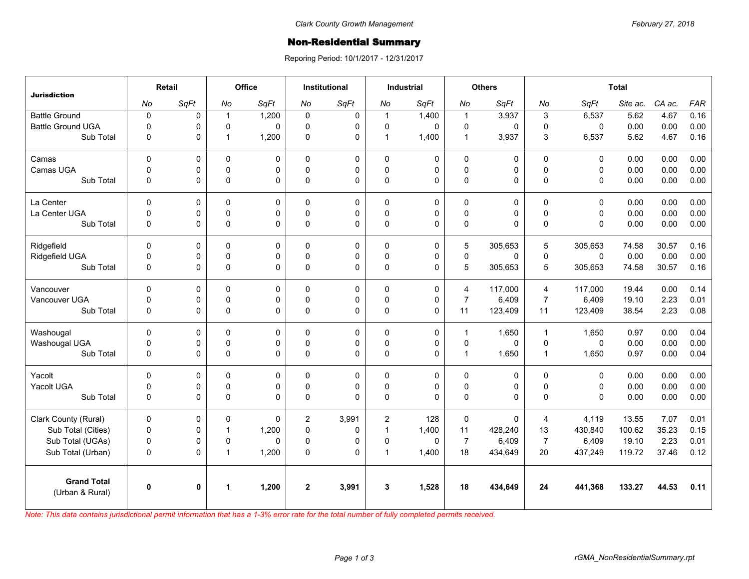Clark County Growth Management

February 27, 2018

# Non-Residential Summary

Reporing Period: 10/1/2017 - 12/31/2017

| Jurisdiction | Retail | | Office | | Institutional | | Industrial | | Others | | Total | | | | |
|---|---|---|---|---|---|---|---|---|---|---|---|---|---|---|---|
| | No | SqFt | No | SqFt | No | SqFt | No | SqFt | No | SqFt | No | SqFt | Site ac. | CA ac. | FAR |
| Battle Ground | 0 | 0 | 1 | 1,200 | 0 | 0 | 1 | 1,400 | 1 | 3,937 | 3 | 6,537 | 5.62 | 4.67 | 0.16 |
| Battle Ground UGA | 0 | 0 | 0 | 0 | 0 | 0 | 0 | 0 | 0 | 0 | 0 | 0 | 0.00 | 0.00 | 0.00 |
| Sub Total | 0 | 0 | 1 | 1,200 | 0 | 0 | 1 | 1,400 | 1 | 3,937 | 3 | 6,537 | 5.62 | 4.67 | 0.16 |
| Camas | 0 | 0 | 0 | 0 | 0 | 0 | 0 | 0 | 0 | 0 | 0 | 0 | 0.00 | 0.00 | 0.00 |
| Camas UGA | 0 | 0 | 0 | 0 | 0 | 0 | 0 | 0 | 0 | 0 | 0 | 0 | 0.00 | 0.00 | 0.00 |
| Sub Total | 0 | 0 | 0 | 0 | 0 | 0 | 0 | 0 | 0 | 0 | 0 | 0 | 0.00 | 0.00 | 0.00 |
| La Center | 0 | 0 | 0 | 0 | 0 | 0 | 0 | 0 | 0 | 0 | 0 | 0 | 0.00 | 0.00 | 0.00 |
| La Center UGA | 0 | 0 | 0 | 0 | 0 | 0 | 0 | 0 | 0 | 0 | 0 | 0 | 0.00 | 0.00 | 0.00 |
| Sub Total | 0 | 0 | 0 | 0 | 0 | 0 | 0 | 0 | 0 | 0 | 0 | 0 | 0.00 | 0.00 | 0.00 |
| Ridgefield | 0 | 0 | 0 | 0 | 0 | 0 | 0 | 0 | 5 | 305,653 | 5 | 305,653 | 74.58 | 30.57 | 0.16 |
| Ridgefield UGA | 0 | 0 | 0 | 0 | 0 | 0 | 0 | 0 | 0 | 0 | 0 | 0 | 0.00 | 0.00 | 0.00 |
| Sub Total | 0 | 0 | 0 | 0 | 0 | 0 | 0 | 0 | 5 | 305,653 | 5 | 305,653 | 74.58 | 30.57 | 0.16 |
| Vancouver | 0 | 0 | 0 | 0 | 0 | 0 | 0 | 0 | 4 | 117,000 | 4 | 117,000 | 19.44 | 0.00 | 0.14 |
| Vancouver UGA | 0 | 0 | 0 | 0 | 0 | 0 | 0 | 0 | 7 | 6,409 | 7 | 6,409 | 19.10 | 2.23 | 0.01 |
| Sub Total | 0 | 0 | 0 | 0 | 0 | 0 | 0 | 0 | 11 | 123,409 | 11 | 123,409 | 38.54 | 2.23 | 0.08 |
| Washougal | 0 | 0 | 0 | 0 | 0 | 0 | 0 | 0 | 1 | 1,650 | 1 | 1,650 | 0.97 | 0.00 | 0.04 |
| Washougal UGA | 0 | 0 | 0 | 0 | 0 | 0 | 0 | 0 | 0 | 0 | 0 | 0 | 0.00 | 0.00 | 0.00 |
| Sub Total | 0 | 0 | 0 | 0 | 0 | 0 | 0 | 0 | 1 | 1,650 | 1 | 1,650 | 0.97 | 0.00 | 0.04 |
| Yacolt | 0 | 0 | 0 | 0 | 0 | 0 | 0 | 0 | 0 | 0 | 0 | 0 | 0.00 | 0.00 | 0.00 |
| Yacolt UGA | 0 | 0 | 0 | 0 | 0 | 0 | 0 | 0 | 0 | 0 | 0 | 0 | 0.00 | 0.00 | 0.00 |
| Sub Total | 0 | 0 | 0 | 0 | 0 | 0 | 0 | 0 | 0 | 0 | 0 | 0 | 0.00 | 0.00 | 0.00 |
| Clark County (Rural) | 0 | 0 | 0 | 0 | 2 | 3,991 | 2 | 128 | 0 | 0 | 4 | 4,119 | 13.55 | 7.07 | 0.01 |
| Sub Total (Cities) | 0 | 0 | 1 | 1,200 | 0 | 0 | 1 | 1,400 | 11 | 428,240 | 13 | 430,840 | 100.62 | 35.23 | 0.15 |
| Sub Total (UGAs) | 0 | 0 | 0 | 0 | 0 | 0 | 0 | 0 | 7 | 6,409 | 7 | 6,409 | 19.10 | 2.23 | 0.01 |
| Sub Total (Urban) | 0 | 0 | 1 | 1,200 | 0 | 0 | 1 | 1,400 | 18 | 434,649 | 20 | 437,249 | 119.72 | 37.46 | 0.12 |
| **Grand Total** (Urban & Rural) | **0** | **0** | **1** | **1,200** | **2** | **3,991** | **3** | **1,528** | **18** | **434,649** | **24** | **441,368** | **133.27** | **44.53** | **0.11** |

*Note: This data contains jurisdictional permit information that has a 1-3% error rate for the total number of fully completed permits received.*

rGMA_NonResidentialSummary.rpt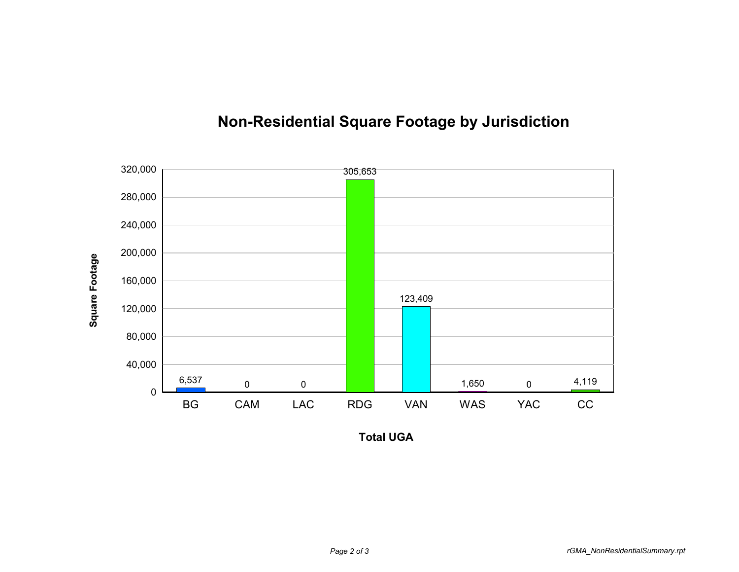# Non-Residential Square Footage by Jurisdiction

| Total UGA | Square Footage |
| --- | --- |
| BG | 6,537 |
| CAM | 0 |
| LAC | 0 |
| RDG | 305,653 |
| VAN | 123,409 |
| WAS | 1,650 |
| YAC | 0 |
| CC | 4,119 |

*rGMA_NonResidentialSummary.rpt*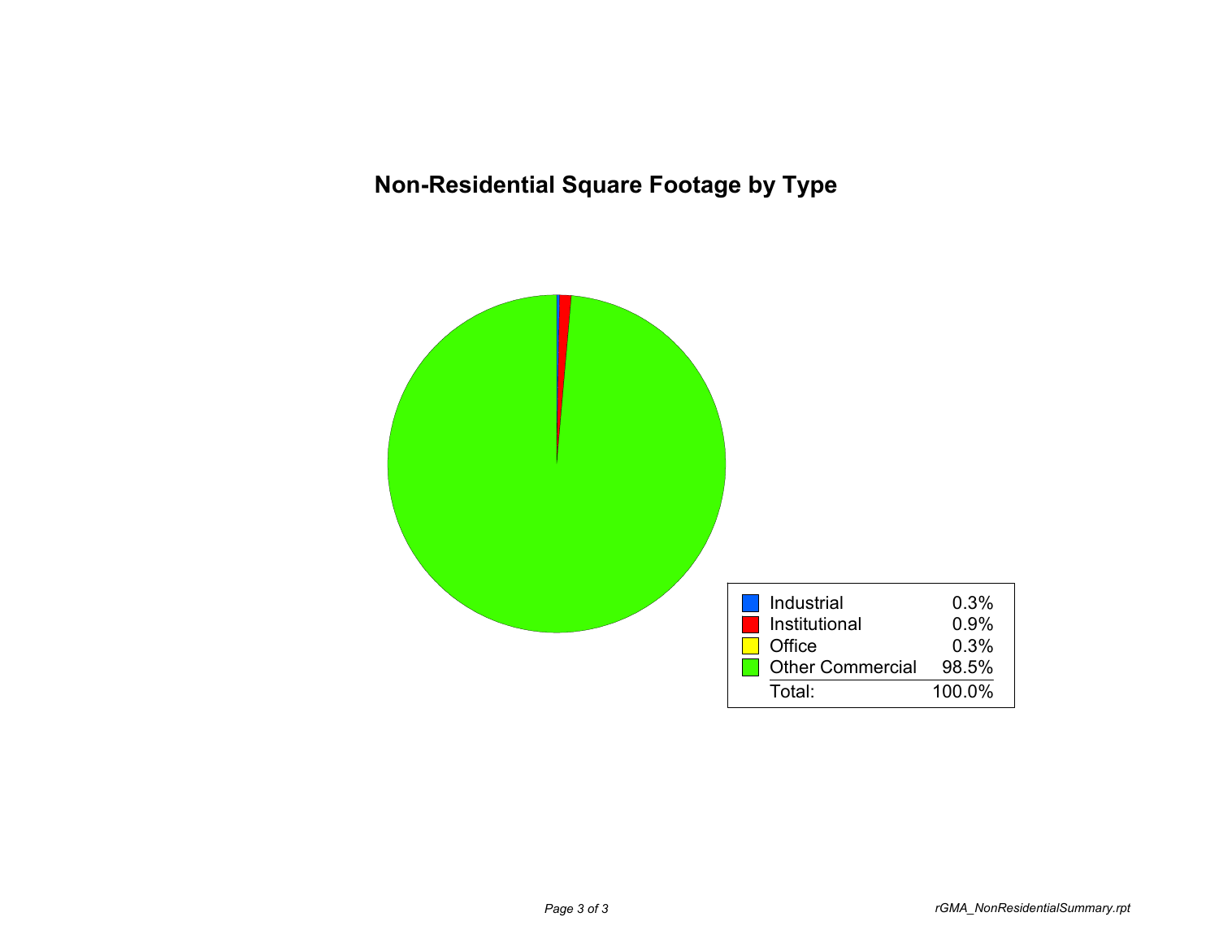# Non-Residential Square Footage by Type

Industrial 0.3%
Institutional 0.9%
Office 0.3%
Other Commercial 98.5%
Total: 100.0%

*rGMA_NonResidentialSummary.rpt*